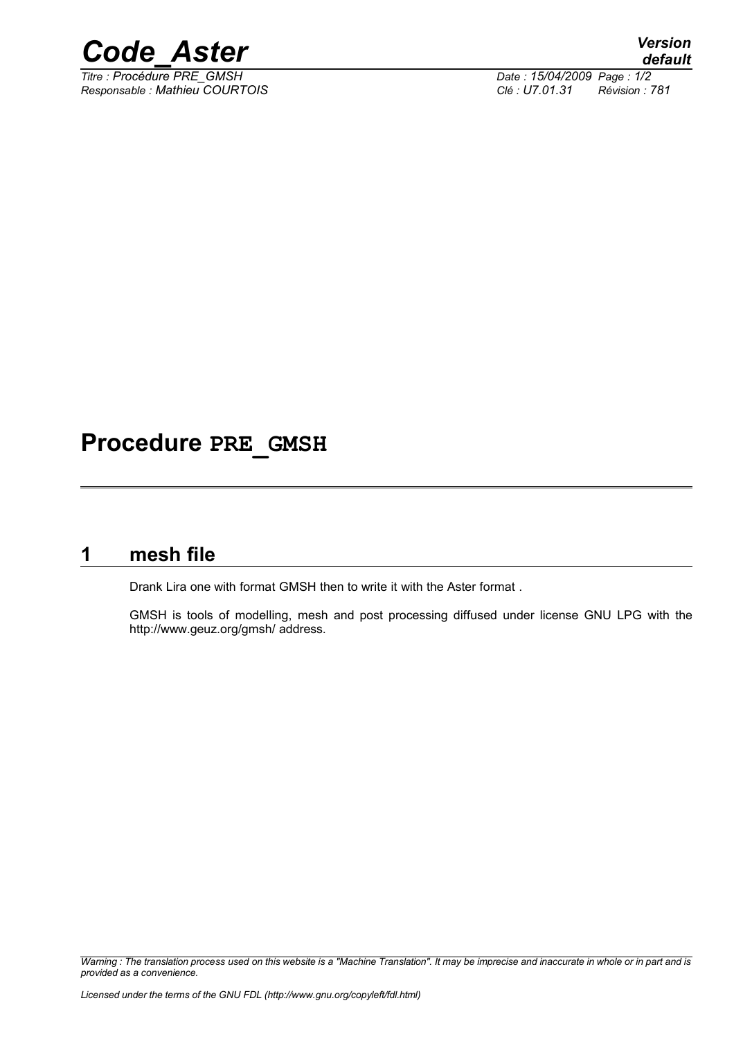# Procedure PRE_GMSH

## 1 mesh file

Drank Lira one with format GMSH then to write it with the Aster format .

GMSH is tools of modelling, mesh and post processing diffused under license GNU LPG with the http://www.geuz.org/gmsh/ address.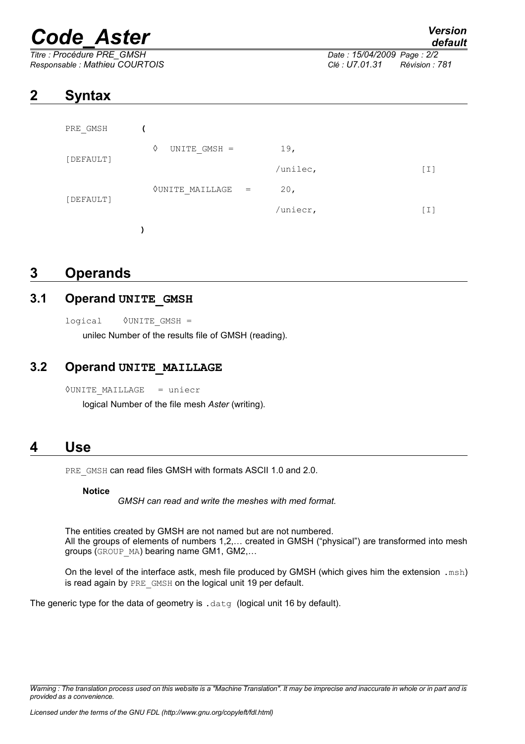## 2 Syntax

```
PRE_GMSH        (

                ◊  UNITE_GMSH =          19,              [DEFAULT]
                                         /unilec,                    [I]

                ◊UNITE_MAILLAGE  =       20,              [DEFAULT]
                                         /uniecr,                    [I]

                )
```

## 3 Operands

### 3.1 Operand UNITE_GMSH

logical ◊UNITE_GMSH =

unilec Number of the results file of GMSH (reading).

### 3.2 Operand UNITE_MAILLAGE

◊UNITE_MAILLAGE = uniecr

logical Number of the file mesh *Aster* (writing).

## 4 Use

PRE_GMSH can read files GMSH with formats ASCII 1.0 and 2.0.

**Notice**

*GMSH can read and write the meshes with med format.*

The entities created by GMSH are not named but are not numbered.
All the groups of elements of numbers 1,2,… created in GMSH ("physical") are transformed into mesh groups (GROUP_MA) bearing name GM1, GM2,…

On the level of the interface astk, mesh file produced by GMSH (which gives him the extension .msh) is read again by PRE_GMSH on the logical unit 19 per default.

The generic type for the data of geometry is .datg (logical unit 16 by default).